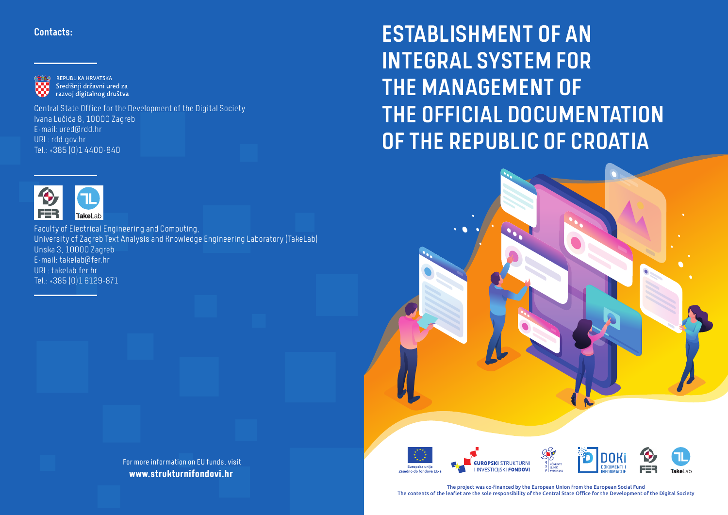**Contacts:**

REPUBLIKA HRVATSKA
Središnji državni ured za razvoj digitalnog društva

Central State Office for the Development of the Digital Society
Ivana Lučića 8, 10000 Zagreb
E-mail: ured@rdd.hr
URL: rdd.gov.hr
Tel.: +385 (0)1 4400-840

Faculty of Electrical Engineering and Computing,
University of Zagreb Text Analysis and Knowledge Engineering Laboratory (TakeLab)
Unska 3, 10000 Zagreb
E-mail: takelab@fer.hr
URL: takelab.fer.hr
Tel.: +385 (0)1 6129-871

For more information on EU funds, visit
**www.strukturnifondovi.hr**

# ESTABLISHMENT OF AN INTEGRAL SYSTEM FOR THE MANAGEMENT OF THE OFFICIAL DOCUMENTATION OF THE REPUBLIC OF CROATIA

Europska unija
Zajedno do fondova EU-a

EUROPSKI STRUKTURNI I INVESTICIJSKI FONDOVI

UČINKOVITI LJUDSKI POTENCIJALI

DOKI DOKUMENTI I INFORMACIJE

The project was co-financed by the European Union from the European Social Fund
The contents of the leaflet are the sole responsibility of the Central State Office for the Development of the Digital Society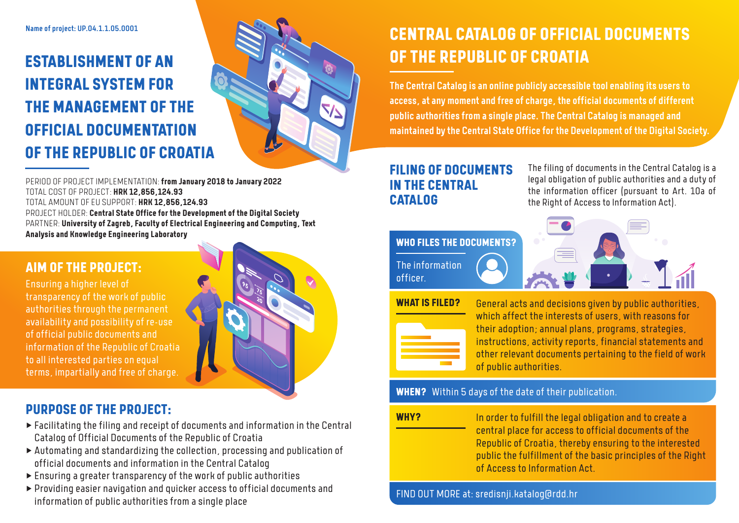Name of project: UP.04.1.1.05.0001

# ESTABLISHMENT OF AN INTEGRAL SYSTEM FOR THE MANAGEMENT OF THE OFFICIAL DOCUMENTATION OF THE REPUBLIC OF CROATIA

PERIOD OF PROJECT IMPLEMENTATION: **from January 2018 to January 2022**
TOTAL COST OF PROJECT: **HRK 12,856,124.93**
TOTAL AMOUNT OF EU SUPPORT: **HRK 12,856,124.93**
PROJECT HOLDER: **Central State Office for the Development of the Digital Society**
PARTNER: **University of Zagreb, Faculty of Electrical Engineering and Computing, Text Analysis and Knowledge Engineering Laboratory**

## AIM OF THE PROJECT:

Ensuring a higher level of transparency of the work of public authorities through the permanent availability and possibility of re-use of official public documents and information of the Republic of Croatia to all interested parties on equal terms, impartially and free of charge.

## PURPOSE OF THE PROJECT:

- Facilitating the filing and receipt of documents and information in the Central Catalog of Official Documents of the Republic of Croatia
- Automating and standardizing the collection, processing and publication of official documents and information in the Central Catalog
- Ensuring a greater transparency of the work of public authorities
- Providing easier navigation and quicker access to official documents and information of public authorities from a single place

# CENTRAL CATALOG OF OFFICIAL DOCUMENTS OF THE REPUBLIC OF CROATIA

**The Central Catalog is an online publicly accessible tool enabling its users to access, at any moment and free of charge, the official documents of different public authorities from a single place. The Central Catalog is managed and maintained by the Central State Office for the Development of the Digital Society.**

## FILING OF DOCUMENTS IN THE CENTRAL CATALOG

The filing of documents in the Central Catalog is a legal obligation of public authorities and a duty of the information officer (pursuant to Art. 10a of the Right of Access to Information Act).

### WHO FILES THE DOCUMENTS?

The information officer.

### WHAT IS FILED?

General acts and decisions given by public authorities, which affect the interests of users, with reasons for their adoption; annual plans, programs, strategies, instructions, activity reports, financial statements and other relevant documents pertaining to the field of work of public authorities.

### WHEN?

Within 5 days of the date of their publication.

### WHY?

In order to fulfill the legal obligation and to create a central place for access to official documents of the Republic of Croatia, thereby ensuring to the interested public the fulfillment of the basic principles of the Right of Access to Information Act.

FIND OUT MORE at: sredisnji.katalog@rdd.hr